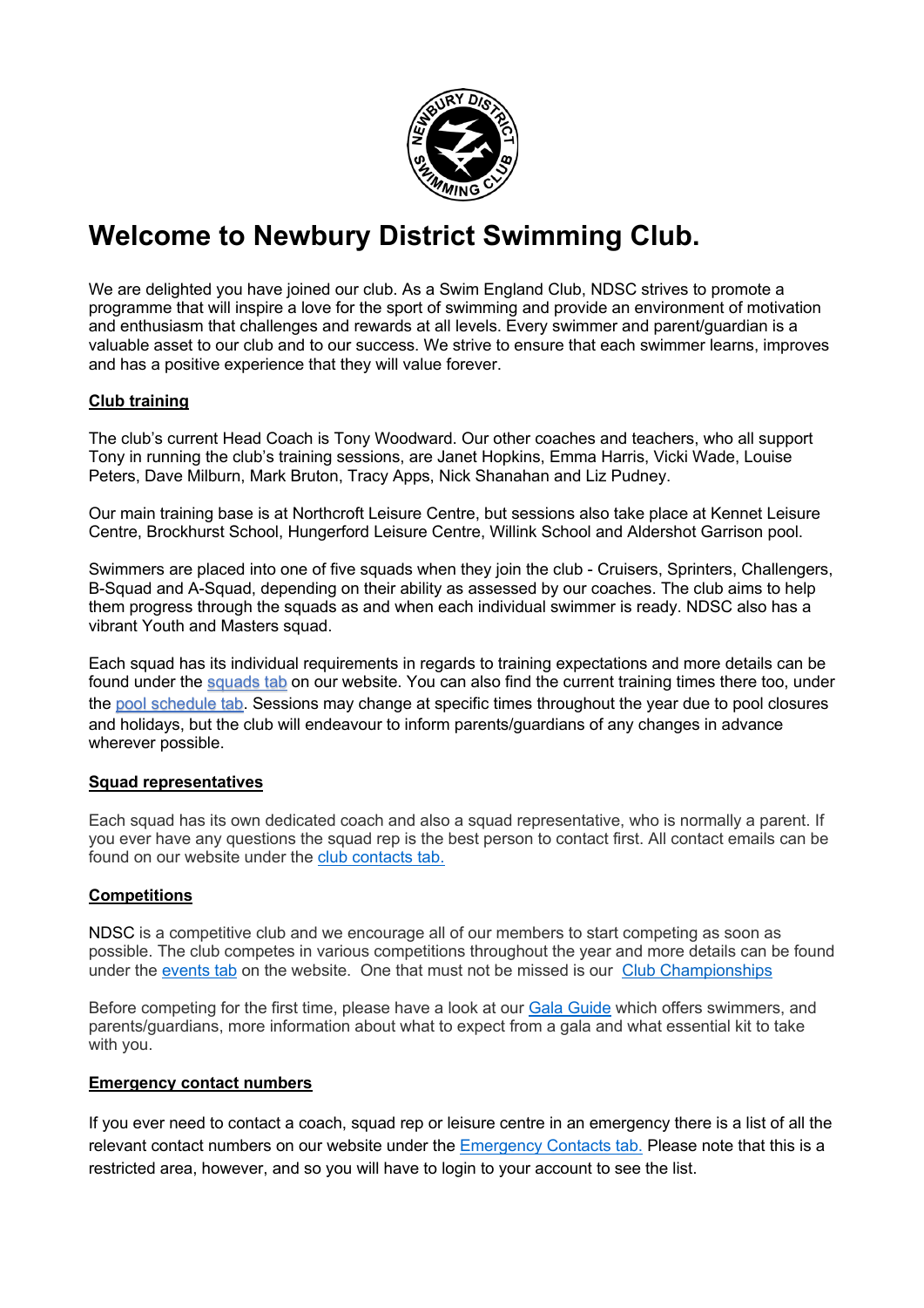# Welcome to Newbury District Swimming Club.

We are delighted you have joined our club. As a Swim England Club, NDSC strives to promote a programme that will inspire a love for the sport of swimming and provide an environment of motivation and enthusiasm that challenges and rewards at all levels. Every swimmer and parent/guardian is a valuable asset to our club and to our success. We strive to ensure that each swimmer learns, improves and has a positive experience that they will value forever.

## Club training

The club's current Head Coach is Tony Woodward. Our other coaches and teachers, who all support Tony in running the club's training sessions, are Janet Hopkins, Emma Harris, Vicki Wade, Louise Peters, Dave Milburn, Mark Bruton, Tracy Apps, Nick Shanahan and Liz Pudney.

Our main training base is at Northcroft Leisure Centre, but sessions also take place at Kennet Leisure Centre, Brockhurst School, Hungerford Leisure Centre, Willink School and Aldershot Garrison pool.

Swimmers are placed into one of five squads when they join the club - Cruisers, Sprinters, Challengers, B-Squad and A-Squad, depending on their ability as assessed by our coaches. The club aims to help them progress through the squads as and when each individual swimmer is ready. NDSC also has a vibrant Youth and Masters squad.

Each squad has its individual requirements in regards to training expectations and more details can be found under the squads tab on our website. You can also find the current training times there too, under the pool schedule tab. Sessions may change at specific times throughout the year due to pool closures and holidays, but the club will endeavour to inform parents/guardians of any changes in advance wherever possible.

## Squad representatives

Each squad has its own dedicated coach and also a squad representative, who is normally a parent. If you ever have any questions the squad rep is the best person to contact first. All contact emails can be found on our website under the club contacts tab.

## Competitions

NDSC is a competitive club and we encourage all of our members to start competing as soon as possible. The club competes in various competitions throughout the year and more details can be found under the events tab on the website. One that must not be missed is our Club Championships

Before competing for the first time, please have a look at our Gala Guide which offers swimmers, and parents/guardians, more information about what to expect from a gala and what essential kit to take with you.

## Emergency contact numbers

If you ever need to contact a coach, squad rep or leisure centre in an emergency there is a list of all the relevant contact numbers on our website under the Emergency Contacts tab. Please note that this is a restricted area, however, and so you will have to login to your account to see the list.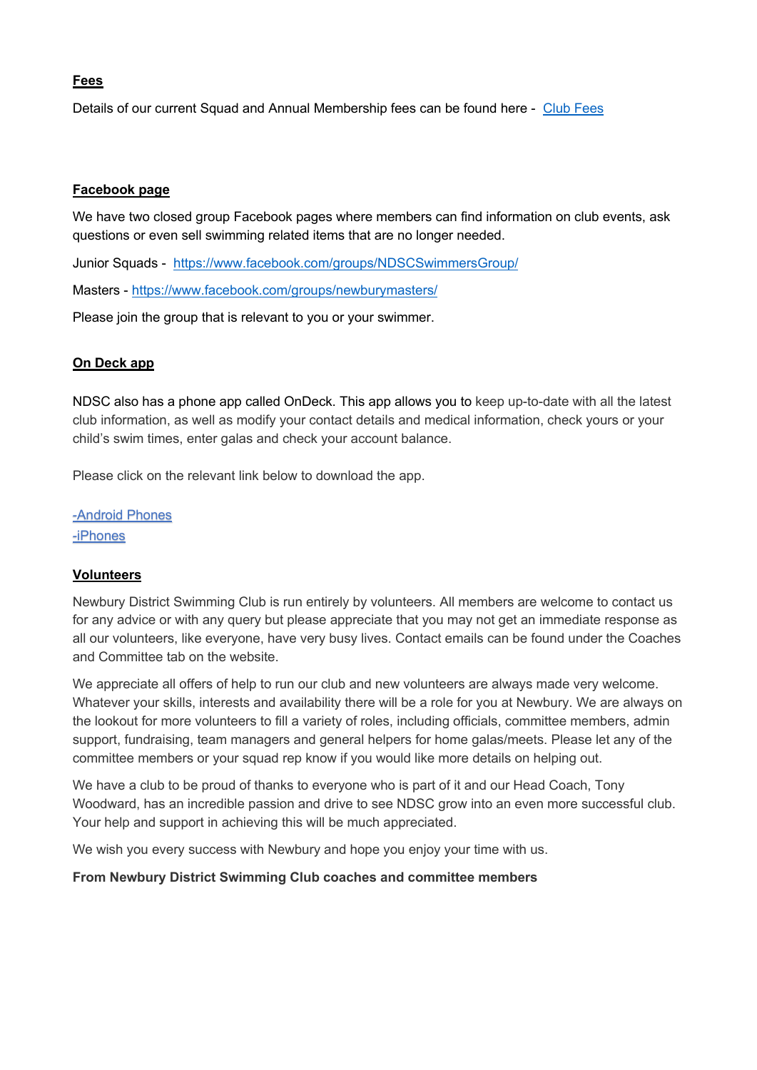## Fees

Details of our current Squad and Annual Membership fees can be found here - Club Fees

## Facebook page

We have two closed group Facebook pages where members can find information on club events, ask questions or even sell swimming related items that are no longer needed.

Junior Squads - https://www.facebook.com/groups/NDSCSwimmersGroup/

Masters - https://www.facebook.com/groups/newburymasters/

Please join the group that is relevant to you or your swimmer.

## On Deck app

NDSC also has a phone app called OnDeck. This app allows you to keep up-to-date with all the latest club information, as well as modify your contact details and medical information, check yours or your child's swim times, enter galas and check your account balance.

Please click on the relevant link below to download the app.

-Android Phones
-iPhones

## Volunteers

Newbury District Swimming Club is run entirely by volunteers. All members are welcome to contact us for any advice or with any query but please appreciate that you may not get an immediate response as all our volunteers, like everyone, have very busy lives. Contact emails can be found under the Coaches and Committee tab on the website.

We appreciate all offers of help to run our club and new volunteers are always made very welcome. Whatever your skills, interests and availability there will be a role for you at Newbury. We are always on the lookout for more volunteers to fill a variety of roles, including officials, committee members, admin support, fundraising, team managers and general helpers for home galas/meets. Please let any of the committee members or your squad rep know if you would like more details on helping out.

We have a club to be proud of thanks to everyone who is part of it and our Head Coach, Tony Woodward, has an incredible passion and drive to see NDSC grow into an even more successful club. Your help and support in achieving this will be much appreciated.

We wish you every success with Newbury and hope you enjoy your time with us.

**From Newbury District Swimming Club coaches and committee members**